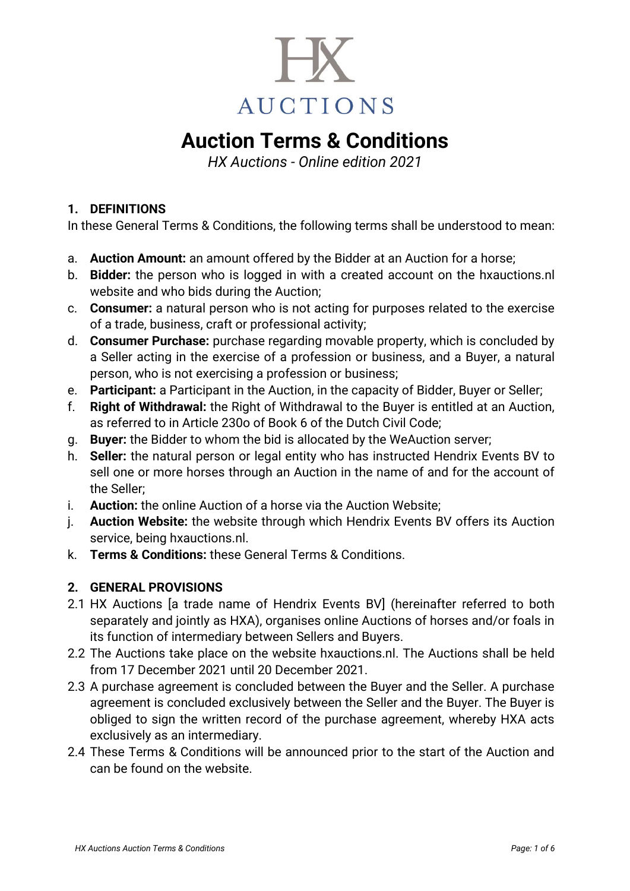HX AUCTIONS

# Auction Terms & Conditions

*HX Auctions - Online edition 2021*

## 1. DEFINITIONS

In these General Terms & Conditions, the following terms shall be understood to mean:

a. **Auction Amount:** an amount offered by the Bidder at an Auction for a horse;
b. **Bidder:** the person who is logged in with a created account on the hxauctions.nl website and who bids during the Auction;
c. **Consumer:** a natural person who is not acting for purposes related to the exercise of a trade, business, craft or professional activity;
d. **Consumer Purchase:** purchase regarding movable property, which is concluded by a Seller acting in the exercise of a profession or business, and a Buyer, a natural person, who is not exercising a profession or business;
e. **Participant:** a Participant in the Auction, in the capacity of Bidder, Buyer or Seller;
f. **Right of Withdrawal:** the Right of Withdrawal to the Buyer is entitled at an Auction, as referred to in Article 230o of Book 6 of the Dutch Civil Code;
g. **Buyer:** the Bidder to whom the bid is allocated by the WeAuction server;
h. **Seller:** the natural person or legal entity who has instructed Hendrix Events BV to sell one or more horses through an Auction in the name of and for the account of the Seller;
i. **Auction:** the online Auction of a horse via the Auction Website;
j. **Auction Website:** the website through which Hendrix Events BV offers its Auction service, being hxauctions.nl.
k. **Terms & Conditions:** these General Terms & Conditions.

## 2. GENERAL PROVISIONS

2.1 HX Auctions [a trade name of Hendrix Events BV] (hereinafter referred to both separately and jointly as HXA), organises online Auctions of horses and/or foals in its function of intermediary between Sellers and Buyers.

2.2 The Auctions take place on the website hxauctions.nl. The Auctions shall be held from 17 December 2021 until 20 December 2021.

2.3 A purchase agreement is concluded between the Buyer and the Seller. A purchase agreement is concluded exclusively between the Seller and the Buyer. The Buyer is obliged to sign the written record of the purchase agreement, whereby HXA acts exclusively as an intermediary.

2.4 These Terms & Conditions will be announced prior to the start of the Auction and can be found on the website.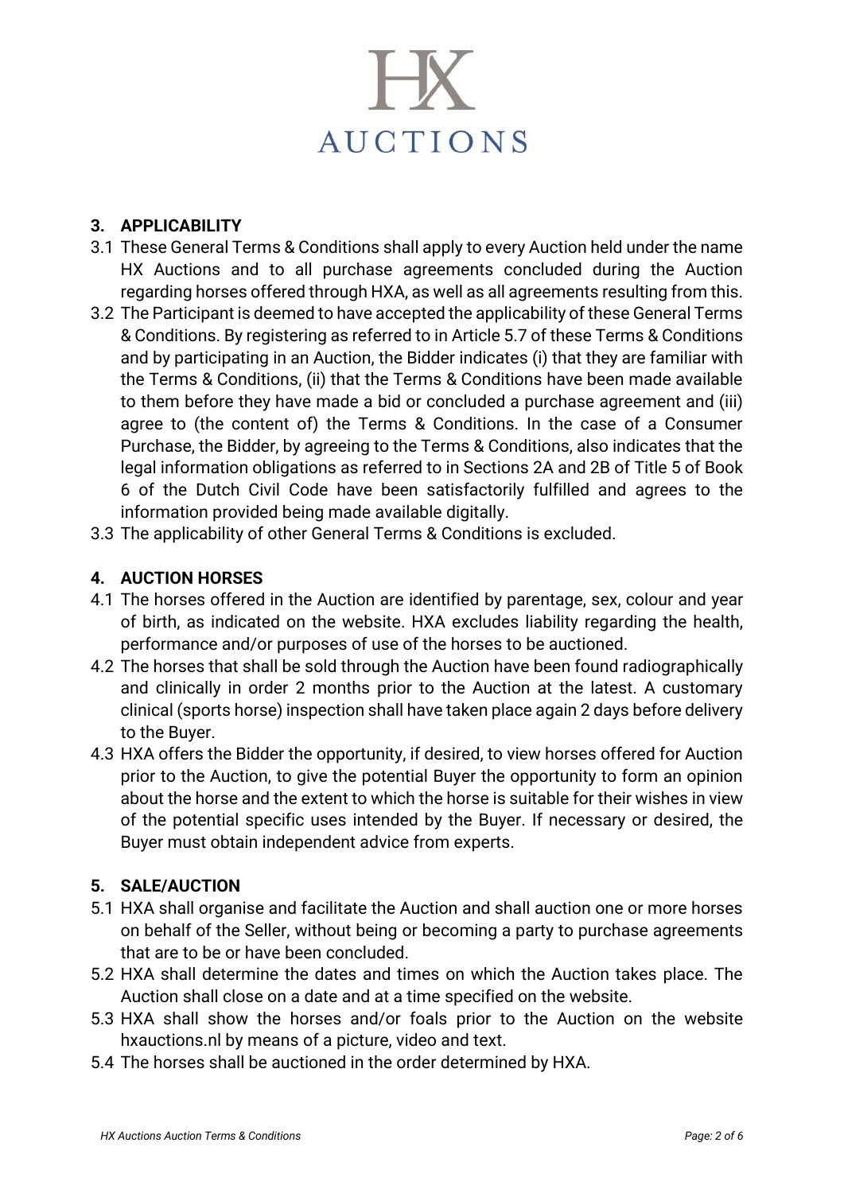## 3. APPLICABILITY

3.1 These General Terms & Conditions shall apply to every Auction held under the name HX Auctions and to all purchase agreements concluded during the Auction regarding horses offered through HXA, as well as all agreements resulting from this.

3.2 The Participant is deemed to have accepted the applicability of these General Terms & Conditions. By registering as referred to in Article 5.7 of these Terms & Conditions and by participating in an Auction, the Bidder indicates (i) that they are familiar with the Terms & Conditions, (ii) that the Terms & Conditions have been made available to them before they have made a bid or concluded a purchase agreement and (iii) agree to (the content of) the Terms & Conditions. In the case of a Consumer Purchase, the Bidder, by agreeing to the Terms & Conditions, also indicates that the legal information obligations as referred to in Sections 2A and 2B of Title 5 of Book 6 of the Dutch Civil Code have been satisfactorily fulfilled and agrees to the information provided being made available digitally.

3.3 The applicability of other General Terms & Conditions is excluded.

## 4. AUCTION HORSES

4.1 The horses offered in the Auction are identified by parentage, sex, colour and year of birth, as indicated on the website. HXA excludes liability regarding the health, performance and/or purposes of use of the horses to be auctioned.

4.2 The horses that shall be sold through the Auction have been found radiographically and clinically in order 2 months prior to the Auction at the latest. A customary clinical (sports horse) inspection shall have taken place again 2 days before delivery to the Buyer.

4.3 HXA offers the Bidder the opportunity, if desired, to view horses offered for Auction prior to the Auction, to give the potential Buyer the opportunity to form an opinion about the horse and the extent to which the horse is suitable for their wishes in view of the potential specific uses intended by the Buyer. If necessary or desired, the Buyer must obtain independent advice from experts.

## 5. SALE/AUCTION

5.1 HXA shall organise and facilitate the Auction and shall auction one or more horses on behalf of the Seller, without being or becoming a party to purchase agreements that are to be or have been concluded.

5.2 HXA shall determine the dates and times on which the Auction takes place. The Auction shall close on a date and at a time specified on the website.

5.3 HXA shall show the horses and/or foals prior to the Auction on the website hxauctions.nl by means of a picture, video and text.

5.4 The horses shall be auctioned in the order determined by HXA.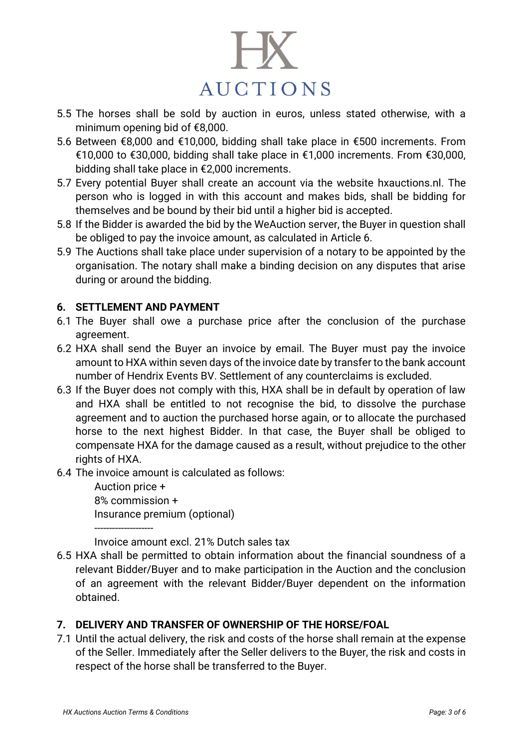5.5 The horses shall be sold by auction in euros, unless stated otherwise, with a minimum opening bid of €8,000.

5.6 Between €8,000 and €10,000, bidding shall take place in €500 increments. From €10,000 to €30,000, bidding shall take place in €1,000 increments. From €30,000, bidding shall take place in €2,000 increments.

5.7 Every potential Buyer shall create an account via the website hxauctions.nl. The person who is logged in with this account and makes bids, shall be bidding for themselves and be bound by their bid until a higher bid is accepted.

5.8 If the Bidder is awarded the bid by the WeAuction server, the Buyer in question shall be obliged to pay the invoice amount, as calculated in Article 6.

5.9 The Auctions shall take place under supervision of a notary to be appointed by the organisation. The notary shall make a binding decision on any disputes that arise during or around the bidding.

## 6. SETTLEMENT AND PAYMENT

6.1 The Buyer shall owe a purchase price after the conclusion of the purchase agreement.

6.2 HXA shall send the Buyer an invoice by email. The Buyer must pay the invoice amount to HXA within seven days of the invoice date by transfer to the bank account number of Hendrix Events BV. Settlement of any counterclaims is excluded.

6.3 If the Buyer does not comply with this, HXA shall be in default by operation of law and HXA shall be entitled to not recognise the bid, to dissolve the purchase agreement and to auction the purchased horse again, or to allocate the purchased horse to the next highest Bidder. In that case, the Buyer shall be obliged to compensate HXA for the damage caused as a result, without prejudice to the other rights of HXA.

6.4 The invoice amount is calculated as follows:

    Auction price +
    8% commission +
    Insurance premium (optional)
    --------------------
    Invoice amount excl. 21% Dutch sales tax

6.5 HXA shall be permitted to obtain information about the financial soundness of a relevant Bidder/Buyer and to make participation in the Auction and the conclusion of an agreement with the relevant Bidder/Buyer dependent on the information obtained.

## 7. DELIVERY AND TRANSFER OF OWNERSHIP OF THE HORSE/FOAL

7.1 Until the actual delivery, the risk and costs of the horse shall remain at the expense of the Seller. Immediately after the Seller delivers to the Buyer, the risk and costs in respect of the horse shall be transferred to the Buyer.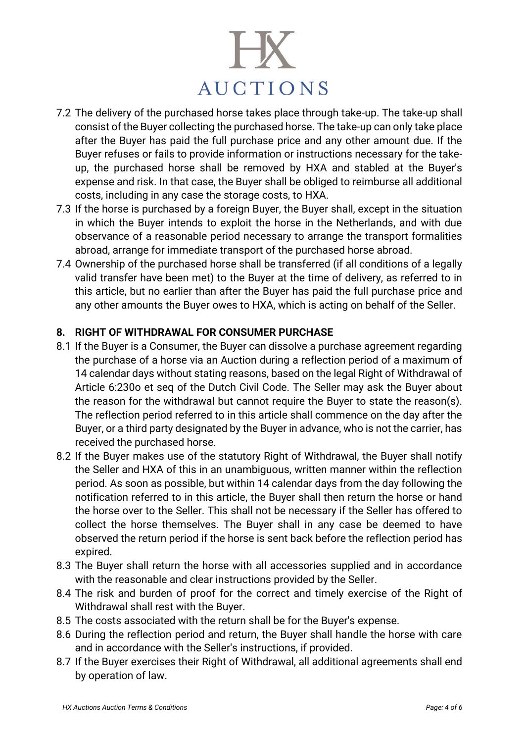7.2 The delivery of the purchased horse takes place through take-up. The take-up shall consist of the Buyer collecting the purchased horse. The take-up can only take place after the Buyer has paid the full purchase price and any other amount due. If the Buyer refuses or fails to provide information or instructions necessary for the take-up, the purchased horse shall be removed by HXA and stabled at the Buyer's expense and risk. In that case, the Buyer shall be obliged to reimburse all additional costs, including in any case the storage costs, to HXA.

7.3 If the horse is purchased by a foreign Buyer, the Buyer shall, except in the situation in which the Buyer intends to exploit the horse in the Netherlands, and with due observance of a reasonable period necessary to arrange the transport formalities abroad, arrange for immediate transport of the purchased horse abroad.

7.4 Ownership of the purchased horse shall be transferred (if all conditions of a legally valid transfer have been met) to the Buyer at the time of delivery, as referred to in this article, but no earlier than after the Buyer has paid the full purchase price and any other amounts the Buyer owes to HXA, which is acting on behalf of the Seller.

## 8. RIGHT OF WITHDRAWAL FOR CONSUMER PURCHASE

8.1 If the Buyer is a Consumer, the Buyer can dissolve a purchase agreement regarding the purchase of a horse via an Auction during a reflection period of a maximum of 14 calendar days without stating reasons, based on the legal Right of Withdrawal of Article 6:230o et seq of the Dutch Civil Code. The Seller may ask the Buyer about the reason for the withdrawal but cannot require the Buyer to state the reason(s). The reflection period referred to in this article shall commence on the day after the Buyer, or a third party designated by the Buyer in advance, who is not the carrier, has received the purchased horse.

8.2 If the Buyer makes use of the statutory Right of Withdrawal, the Buyer shall notify the Seller and HXA of this in an unambiguous, written manner within the reflection period. As soon as possible, but within 14 calendar days from the day following the notification referred to in this article, the Buyer shall then return the horse or hand the horse over to the Seller. This shall not be necessary if the Seller has offered to collect the horse themselves. The Buyer shall in any case be deemed to have observed the return period if the horse is sent back before the reflection period has expired.

8.3 The Buyer shall return the horse with all accessories supplied and in accordance with the reasonable and clear instructions provided by the Seller.

8.4 The risk and burden of proof for the correct and timely exercise of the Right of Withdrawal shall rest with the Buyer.

8.5 The costs associated with the return shall be for the Buyer's expense.

8.6 During the reflection period and return, the Buyer shall handle the horse with care and in accordance with the Seller's instructions, if provided.

8.7 If the Buyer exercises their Right of Withdrawal, all additional agreements shall end by operation of law.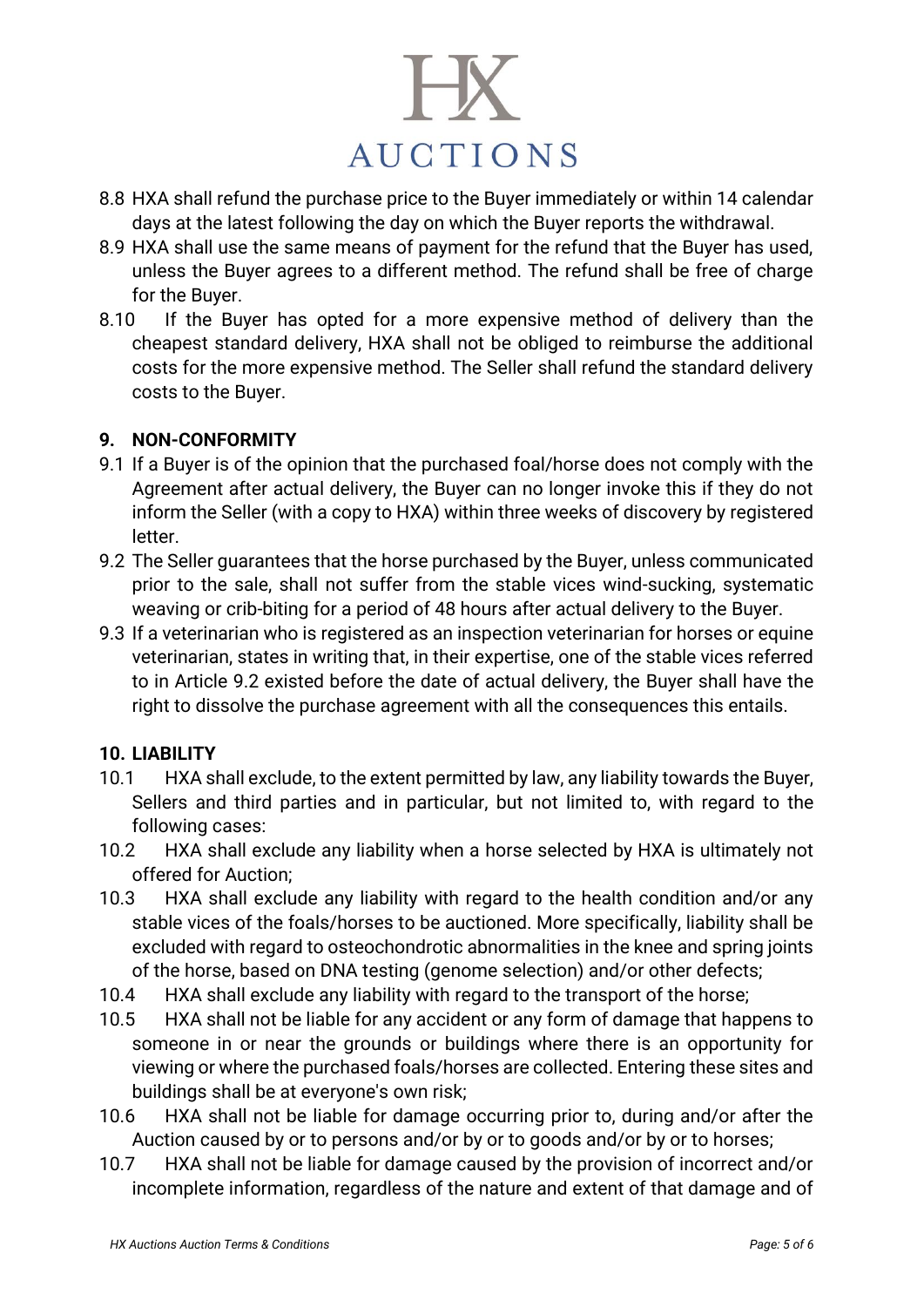8.8 HXA shall refund the purchase price to the Buyer immediately or within 14 calendar days at the latest following the day on which the Buyer reports the withdrawal.

8.9 HXA shall use the same means of payment for the refund that the Buyer has used, unless the Buyer agrees to a different method. The refund shall be free of charge for the Buyer.

8.10 If the Buyer has opted for a more expensive method of delivery than the cheapest standard delivery, HXA shall not be obliged to reimburse the additional costs for the more expensive method. The Seller shall refund the standard delivery costs to the Buyer.

## 9. NON-CONFORMITY

9.1 If a Buyer is of the opinion that the purchased foal/horse does not comply with the Agreement after actual delivery, the Buyer can no longer invoke this if they do not inform the Seller (with a copy to HXA) within three weeks of discovery by registered letter.

9.2 The Seller guarantees that the horse purchased by the Buyer, unless communicated prior to the sale, shall not suffer from the stable vices wind-sucking, systematic weaving or crib-biting for a period of 48 hours after actual delivery to the Buyer.

9.3 If a veterinarian who is registered as an inspection veterinarian for horses or equine veterinarian, states in writing that, in their expertise, one of the stable vices referred to in Article 9.2 existed before the date of actual delivery, the Buyer shall have the right to dissolve the purchase agreement with all the consequences this entails.

## 10. LIABILITY

10.1 HXA shall exclude, to the extent permitted by law, any liability towards the Buyer, Sellers and third parties and in particular, but not limited to, with regard to the following cases:

10.2 HXA shall exclude any liability when a horse selected by HXA is ultimately not offered for Auction;

10.3 HXA shall exclude any liability with regard to the health condition and/or any stable vices of the foals/horses to be auctioned. More specifically, liability shall be excluded with regard to osteochondrotic abnormalities in the knee and spring joints of the horse, based on DNA testing (genome selection) and/or other defects;

10.4 HXA shall exclude any liability with regard to the transport of the horse;

10.5 HXA shall not be liable for any accident or any form of damage that happens to someone in or near the grounds or buildings where there is an opportunity for viewing or where the purchased foals/horses are collected. Entering these sites and buildings shall be at everyone's own risk;

10.6 HXA shall not be liable for damage occurring prior to, during and/or after the Auction caused by or to persons and/or by or to goods and/or by or to horses;

10.7 HXA shall not be liable for damage caused by the provision of incorrect and/or incomplete information, regardless of the nature and extent of that damage and of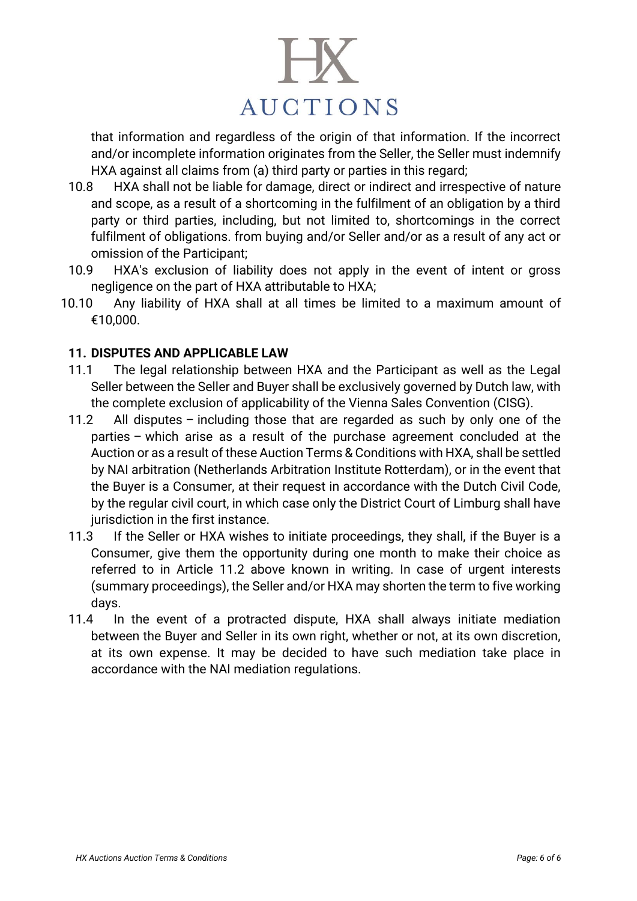that information and regardless of the origin of that information. If the incorrect and/or incomplete information originates from the Seller, the Seller must indemnify HXA against all claims from (a) third party or parties in this regard;

10.8 HXA shall not be liable for damage, direct or indirect and irrespective of nature and scope, as a result of a shortcoming in the fulfilment of an obligation by a third party or third parties, including, but not limited to, shortcomings in the correct fulfilment of obligations. from buying and/or Seller and/or as a result of any act or omission of the Participant;

10.9 HXA's exclusion of liability does not apply in the event of intent or gross negligence on the part of HXA attributable to HXA;

10.10 Any liability of HXA shall at all times be limited to a maximum amount of €10,000.

## 11. DISPUTES AND APPLICABLE LAW

11.1 The legal relationship between HXA and the Participant as well as the Legal Seller between the Seller and Buyer shall be exclusively governed by Dutch law, with the complete exclusion of applicability of the Vienna Sales Convention (CISG).

11.2 All disputes – including those that are regarded as such by only one of the parties – which arise as a result of the purchase agreement concluded at the Auction or as a result of these Auction Terms & Conditions with HXA, shall be settled by NAI arbitration (Netherlands Arbitration Institute Rotterdam), or in the event that the Buyer is a Consumer, at their request in accordance with the Dutch Civil Code, by the regular civil court, in which case only the District Court of Limburg shall have jurisdiction in the first instance.

11.3 If the Seller or HXA wishes to initiate proceedings, they shall, if the Buyer is a Consumer, give them the opportunity during one month to make their choice as referred to in Article 11.2 above known in writing. In case of urgent interests (summary proceedings), the Seller and/or HXA may shorten the term to five working days.

11.4 In the event of a protracted dispute, HXA shall always initiate mediation between the Buyer and Seller in its own right, whether or not, at its own discretion, at its own expense. It may be decided to have such mediation take place in accordance with the NAI mediation regulations.